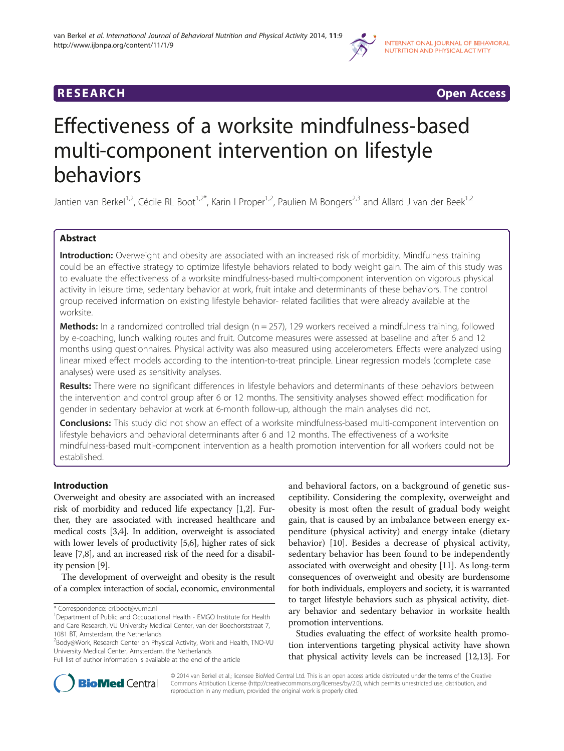RESEARCH Open Access

# Effectiveness of a worksite mindfulness-based multi-component intervention on lifestyle behaviors

Jantien van Berkel[1,2], Cécile RL Boot[1,2*], Karin I Proper[1,2], Paulien M Bongers[2,3] and Allard J van der Beek[1,2]

## Abstract

**Introduction:** Overweight and obesity are associated with an increased risk of morbidity. Mindfulness training could be an effective strategy to optimize lifestyle behaviors related to body weight gain. The aim of this study was to evaluate the effectiveness of a worksite mindfulness-based multi-component intervention on vigorous physical activity in leisure time, sedentary behavior at work, fruit intake and determinants of these behaviors. The control group received information on existing lifestyle behavior- related facilities that were already available at the worksite.

**Methods:** In a randomized controlled trial design (n = 257), 129 workers received a mindfulness training, followed by e-coaching, lunch walking routes and fruit. Outcome measures were assessed at baseline and after 6 and 12 months using questionnaires. Physical activity was also measured using accelerometers. Effects were analyzed using linear mixed effect models according to the intention-to-treat principle. Linear regression models (complete case analyses) were used as sensitivity analyses.

**Results:** There were no significant differences in lifestyle behaviors and determinants of these behaviors between the intervention and control group after 6 or 12 months. The sensitivity analyses showed effect modification for gender in sedentary behavior at work at 6-month follow-up, although the main analyses did not.

**Conclusions:** This study did not show an effect of a worksite mindfulness-based multi-component intervention on lifestyle behaviors and behavioral determinants after 6 and 12 months. The effectiveness of a worksite mindfulness-based multi-component intervention as a health promotion intervention for all workers could not be established.

## Introduction

Overweight and obesity are associated with an increased risk of morbidity and reduced life expectancy [1,2]. Further, they are associated with increased healthcare and medical costs [3,4]. In addition, overweight is associated with lower levels of productivity [5,6], higher rates of sick leave [7,8], and an increased risk of the need for a disability pension [9].

The development of overweight and obesity is the result of a complex interaction of social, economic, environmental and behavioral factors, on a background of genetic susceptibility. Considering the complexity, overweight and obesity is most often the result of gradual body weight gain, that is caused by an imbalance between energy expenditure (physical activity) and energy intake (dietary behavior) [10]. Besides a decrease of physical activity, sedentary behavior has been found to be independently associated with overweight and obesity [11]. As long-term consequences of overweight and obesity are burdensome for both individuals, employers and society, it is warranted to target lifestyle behaviors such as physical activity, dietary behavior and sedentary behavior in worksite health promotion interventions.

Studies evaluating the effect of worksite health promotion interventions targeting physical activity have shown that physical activity levels can be increased [12,13]. For

\* Correspondence: crl.boot@vumc.nl
[1]Department of Public and Occupational Health - EMGO Institute for Health and Care Research, VU University Medical Center, van der Boechorststraat 7, 1081 BT, Amsterdam, the Netherlands
[2]Body@Work, Research Center on Physical Activity, Work and Health, TNO-VU University Medical Center, Amsterdam, the Netherlands
Full list of author information is available at the end of the article

© 2014 van Berkel et al.; licensee BioMed Central Ltd. This is an open access article distributed under the terms of the Creative Commons Attribution License (http://creativecommons.org/licenses/by/2.0), which permits unrestricted use, distribution, and reproduction in any medium, provided the original work is properly cited.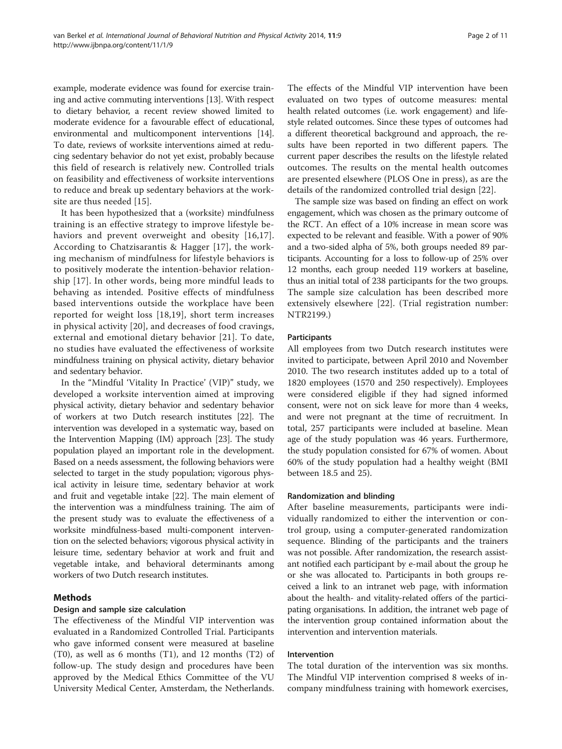example, moderate evidence was found for exercise training and active commuting interventions [13]. With respect to dietary behavior, a recent review showed limited to moderate evidence for a favourable effect of educational, environmental and multicomponent interventions [14]. To date, reviews of worksite interventions aimed at reducing sedentary behavior do not yet exist, probably because this field of research is relatively new. Controlled trials on feasibility and effectiveness of worksite interventions to reduce and break up sedentary behaviors at the worksite are thus needed [15].

It has been hypothesized that a (worksite) mindfulness training is an effective strategy to improve lifestyle behaviors and prevent overweight and obesity [16,17]. According to Chatzisarantis & Hagger [17], the working mechanism of mindfulness for lifestyle behaviors is to positively moderate the intention-behavior relationship [17]. In other words, being more mindful leads to behaving as intended. Positive effects of mindfulness based interventions outside the workplace have been reported for weight loss [18,19], short term increases in physical activity [20], and decreases of food cravings, external and emotional dietary behavior [21]. To date, no studies have evaluated the effectiveness of worksite mindfulness training on physical activity, dietary behavior and sedentary behavior.

In the "Mindful 'Vitality In Practice' (VIP)" study, we developed a worksite intervention aimed at improving physical activity, dietary behavior and sedentary behavior of workers at two Dutch research institutes [22]. The intervention was developed in a systematic way, based on the Intervention Mapping (IM) approach [23]. The study population played an important role in the development. Based on a needs assessment, the following behaviors were selected to target in the study population; vigorous physical activity in leisure time, sedentary behavior at work and fruit and vegetable intake [22]. The main element of the intervention was a mindfulness training. The aim of the present study was to evaluate the effectiveness of a worksite mindfulness-based multi-component intervention on the selected behaviors; vigorous physical activity in leisure time, sedentary behavior at work and fruit and vegetable intake, and behavioral determinants among workers of two Dutch research institutes.

## Methods

### Design and sample size calculation

The effectiveness of the Mindful VIP intervention was evaluated in a Randomized Controlled Trial. Participants who gave informed consent were measured at baseline (T0), as well as 6 months (T1), and 12 months (T2) of follow-up. The study design and procedures have been approved by the Medical Ethics Committee of the VU University Medical Center, Amsterdam, the Netherlands. The effects of the Mindful VIP intervention have been evaluated on two types of outcome measures: mental health related outcomes (i.e. work engagement) and lifestyle related outcomes. Since these types of outcomes had a different theoretical background and approach, the results have been reported in two different papers. The current paper describes the results on the lifestyle related outcomes. The results on the mental health outcomes are presented elsewhere (PLOS One in press), as are the details of the randomized controlled trial design [22].

The sample size was based on finding an effect on work engagement, which was chosen as the primary outcome of the RCT. An effect of a 10% increase in mean score was expected to be relevant and feasible. With a power of 90% and a two-sided alpha of 5%, both groups needed 89 participants. Accounting for a loss to follow-up of 25% over 12 months, each group needed 119 workers at baseline, thus an initial total of 238 participants for the two groups. The sample size calculation has been described more extensively elsewhere [22]. (Trial registration number: NTR2199.)

### Participants

All employees from two Dutch research institutes were invited to participate, between April 2010 and November 2010. The two research institutes added up to a total of 1820 employees (1570 and 250 respectively). Employees were considered eligible if they had signed informed consent, were not on sick leave for more than 4 weeks, and were not pregnant at the time of recruitment. In total, 257 participants were included at baseline. Mean age of the study population was 46 years. Furthermore, the study population consisted for 67% of women. About 60% of the study population had a healthy weight (BMI between 18.5 and 25).

### Randomization and blinding

After baseline measurements, participants were individually randomized to either the intervention or control group, using a computer-generated randomization sequence. Blinding of the participants and the trainers was not possible. After randomization, the research assistant notified each participant by e-mail about the group he or she was allocated to. Participants in both groups received a link to an intranet web page, with information about the health- and vitality-related offers of the participating organisations. In addition, the intranet web page of the intervention group contained information about the intervention and intervention materials.

### Intervention

The total duration of the intervention was six months. The Mindful VIP intervention comprised 8 weeks of in-company mindfulness training with homework exercises,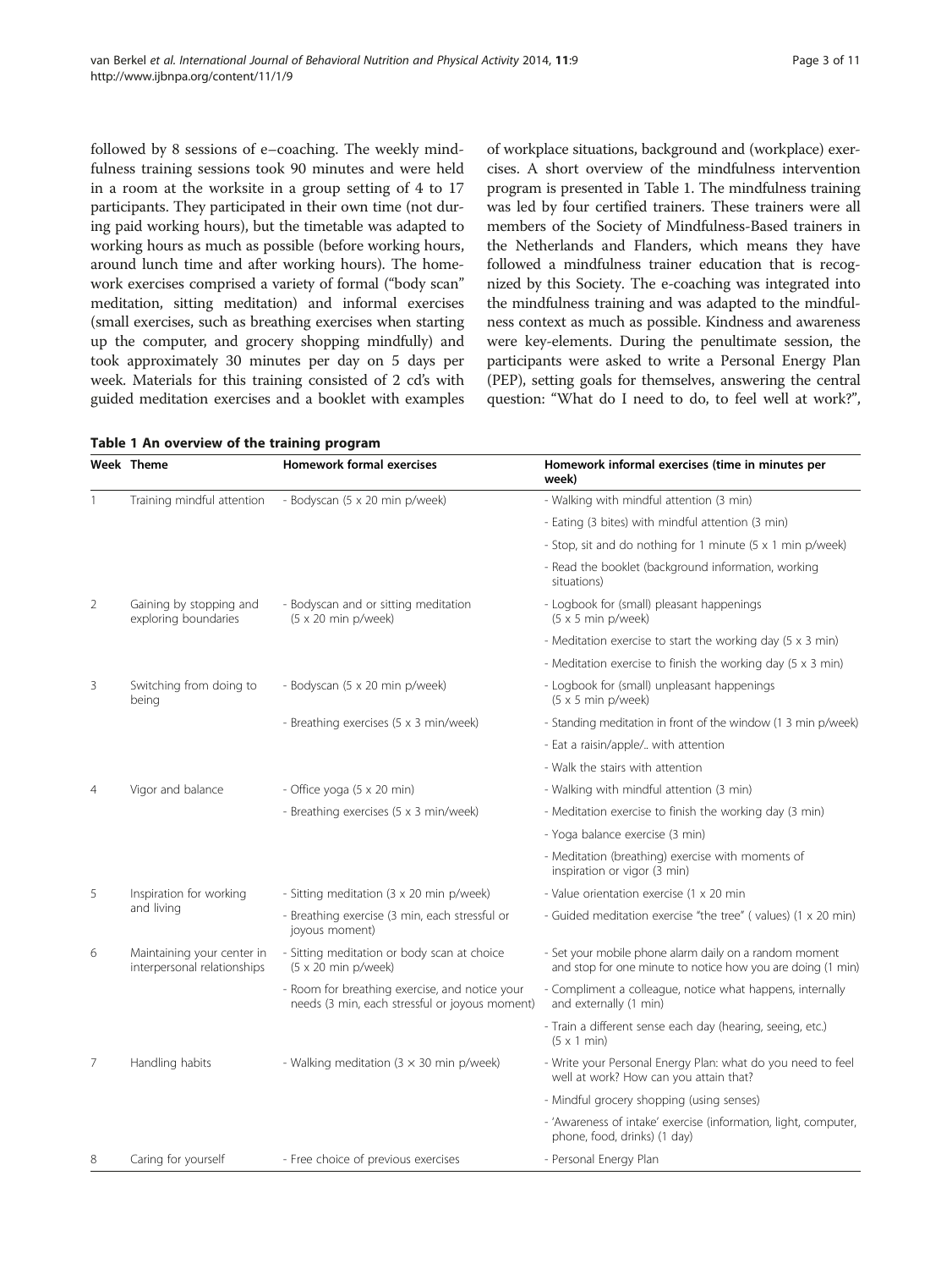followed by 8 sessions of e–coaching. The weekly mindfulness training sessions took 90 minutes and were held in a room at the worksite in a group setting of 4 to 17 participants. They participated in their own time (not during paid working hours), but the timetable was adapted to working hours as much as possible (before working hours, around lunch time and after working hours). The homework exercises comprised a variety of formal ("body scan" meditation, sitting meditation) and informal exercises (small exercises, such as breathing exercises when starting up the computer, and grocery shopping mindfully) and took approximately 30 minutes per day on 5 days per week. Materials for this training consisted of 2 cd's with guided meditation exercises and a booklet with examples of workplace situations, background and (workplace) exercises. A short overview of the mindfulness intervention program is presented in Table 1. The mindfulness training was led by four certified trainers. These trainers were all members of the Society of Mindfulness-Based trainers in the Netherlands and Flanders, which means they have followed a mindfulness trainer education that is recognized by this Society. The e-coaching was integrated into the mindfulness training and was adapted to the mindfulness context as much as possible. Kindness and awareness were key-elements. During the penultimate session, the participants were asked to write a Personal Energy Plan (PEP), setting goals for themselves, answering the central question: "What do I need to do, to feel well at work?",

**Table 1 An overview of the training program**

| Week | Theme | Homework formal exercises | Homework informal exercises (time in minutes per week) |
|---|---|---|---|
| 1 | Training mindful attention | - Bodyscan (5 x 20 min p/week) | - Walking with mindful attention (3 min) |
| | | | - Eating (3 bites) with mindful attention (3 min) |
| | | | - Stop, sit and do nothing for 1 minute (5 x 1 min p/week) |
| | | | - Read the booklet (background information, working situations) |
| 2 | Gaining by stopping and exploring boundaries | - Bodyscan and or sitting meditation (5 x 20 min p/week) | - Logbook for (small) pleasant happenings (5 x 5 min p/week) |
| | | | - Meditation exercise to start the working day (5 x 3 min) |
| | | | - Meditation exercise to finish the working day (5 x 3 min) |
| 3 | Switching from doing to being | - Bodyscan (5 x 20 min p/week) | - Logbook for (small) unpleasant happenings (5 x 5 min p/week) |
| | | - Breathing exercises (5 x 3 min/week) | - Standing meditation in front of the window (1 3 min p/week) |
| | | | - Eat a raisin/apple/.. with attention |
| | | | - Walk the stairs with attention |
| 4 | Vigor and balance | - Office yoga (5 x 20 min) | - Walking with mindful attention (3 min) |
| | | - Breathing exercises (5 x 3 min/week) | - Meditation exercise to finish the working day (3 min) |
| | | | - Yoga balance exercise (3 min) |
| | | | - Meditation (breathing) exercise with moments of inspiration or vigor (3 min) |
| 5 | Inspiration for working and living | - Sitting meditation (3 x 20 min p/week) | - Value orientation exercise (1 x 20 min |
| | | - Breathing exercise (3 min, each stressful or joyous moment) | - Guided meditation exercise "the tree" ( values) (1 x 20 min) |
| 6 | Maintaining your center in interpersonal relationships | - Sitting meditation or body scan at choice (5 x 20 min p/week) | - Set your mobile phone alarm daily on a random moment and stop for one minute to notice how you are doing (1 min) |
| | | - Room for breathing exercise, and notice your needs (3 min, each stressful or joyous moment) | - Compliment a colleague, notice what happens, internally and externally (1 min) |
| | | | - Train a different sense each day (hearing, seeing, etc.) (5 x 1 min) |
| 7 | Handling habits | - Walking meditation (3 × 30 min p/week) | - Write your Personal Energy Plan: what do you need to feel well at work? How can you attain that? |
| | | | - Mindful grocery shopping (using senses) |
| | | | - 'Awareness of intake' exercise (information, light, computer, phone, food, drinks) (1 day) |
| 8 | Caring for yourself | - Free choice of previous exercises | - Personal Energy Plan |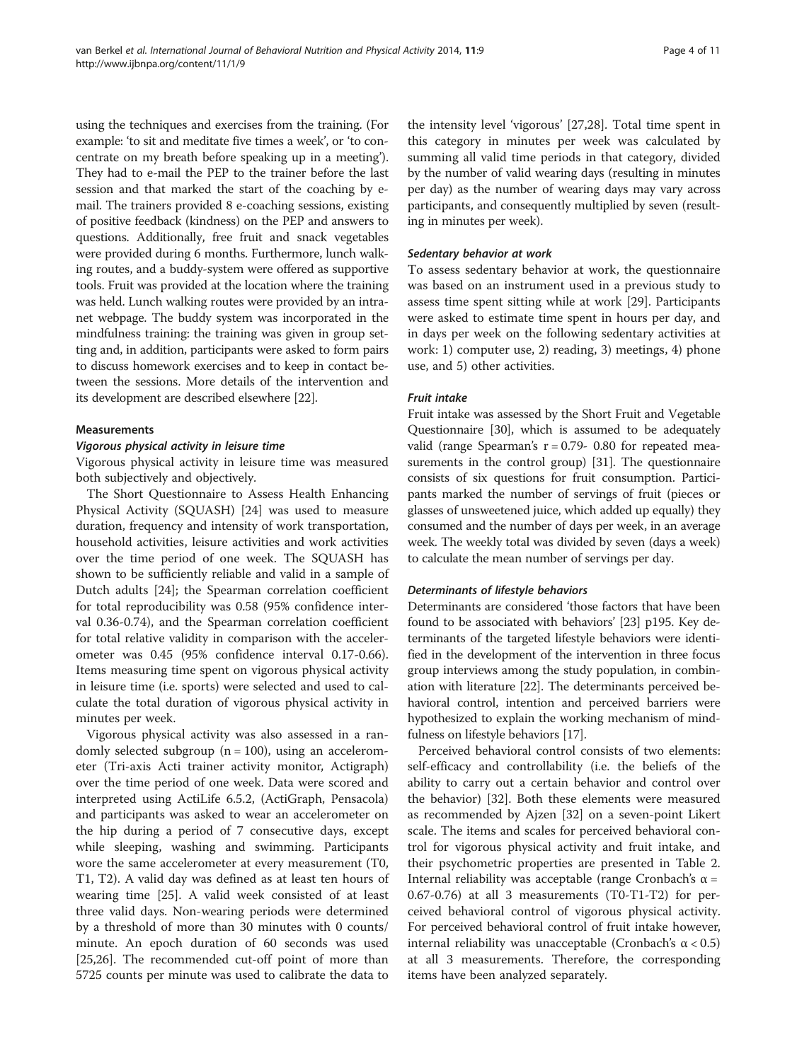using the techniques and exercises from the training. (For example: 'to sit and meditate five times a week', or 'to concentrate on my breath before speaking up in a meeting'). They had to e-mail the PEP to the trainer before the last session and that marked the start of the coaching by e-mail. The trainers provided 8 e-coaching sessions, existing of positive feedback (kindness) on the PEP and answers to questions. Additionally, free fruit and snack vegetables were provided during 6 months. Furthermore, lunch walking routes, and a buddy-system were offered as supportive tools. Fruit was provided at the location where the training was held. Lunch walking routes were provided by an intranet webpage. The buddy system was incorporated in the mindfulness training: the training was given in group setting and, in addition, participants were asked to form pairs to discuss homework exercises and to keep in contact between the sessions. More details of the intervention and its development are described elsewhere [22].

### Measurements

#### *Vigorous physical activity in leisure time*

Vigorous physical activity in leisure time was measured both subjectively and objectively.

The Short Questionnaire to Assess Health Enhancing Physical Activity (SQUASH) [24] was used to measure duration, frequency and intensity of work transportation, household activities, leisure activities and work activities over the time period of one week. The SQUASH has shown to be sufficiently reliable and valid in a sample of Dutch adults [24]; the Spearman correlation coefficient for total reproducibility was 0.58 (95% confidence interval 0.36-0.74), and the Spearman correlation coefficient for total relative validity in comparison with the accelerometer was 0.45 (95% confidence interval 0.17-0.66). Items measuring time spent on vigorous physical activity in leisure time (i.e. sports) were selected and used to calculate the total duration of vigorous physical activity in minutes per week.

Vigorous physical activity was also assessed in a randomly selected subgroup ($n = 100$), using an accelerometer (Tri-axis Acti trainer activity monitor, Actigraph) over the time period of one week. Data were scored and interpreted using ActiLife 6.5.2, (ActiGraph, Pensacola) and participants was asked to wear an accelerometer on the hip during a period of 7 consecutive days, except while sleeping, washing and swimming. Participants wore the same accelerometer at every measurement (T0, T1, T2). A valid day was defined as at least ten hours of wearing time [25]. A valid week consisted of at least three valid days. Non-wearing periods were determined by a threshold of more than 30 minutes with 0 counts/minute. An epoch duration of 60 seconds was used [25,26]. The recommended cut-off point of more than 5725 counts per minute was used to calibrate the data to the intensity level 'vigorous' [27,28]. Total time spent in this category in minutes per week was calculated by summing all valid time periods in that category, divided by the number of valid wearing days (resulting in minutes per day) as the number of wearing days may vary across participants, and consequently multiplied by seven (resulting in minutes per week).

#### *Sedentary behavior at work*

To assess sedentary behavior at work, the questionnaire was based on an instrument used in a previous study to assess time spent sitting while at work [29]. Participants were asked to estimate time spent in hours per day, and in days per week on the following sedentary activities at work: 1) computer use, 2) reading, 3) meetings, 4) phone use, and 5) other activities.

#### *Fruit intake*

Fruit intake was assessed by the Short Fruit and Vegetable Questionnaire [30], which is assumed to be adequately valid (range Spearman's $r = 0.79$- 0.80 for repeated measurements in the control group) [31]. The questionnaire consists of six questions for fruit consumption. Participants marked the number of servings of fruit (pieces or glasses of unsweetened juice, which added up equally) they consumed and the number of days per week, in an average week. The weekly total was divided by seven (days a week) to calculate the mean number of servings per day.

#### *Determinants of lifestyle behaviors*

Determinants are considered 'those factors that have been found to be associated with behaviors' [23] p195. Key determinants of the targeted lifestyle behaviors were identified in the development of the intervention in three focus group interviews among the study population, in combination with literature [22]. The determinants perceived behavioral control, intention and perceived barriers were hypothesized to explain the working mechanism of mindfulness on lifestyle behaviors [17].

Perceived behavioral control consists of two elements: self-efficacy and controllability (i.e. the beliefs of the ability to carry out a certain behavior and control over the behavior) [32]. Both these elements were measured as recommended by Ajzen [32] on a seven-point Likert scale. The items and scales for perceived behavioral control for vigorous physical activity and fruit intake, and their psychometric properties are presented in Table 2. Internal reliability was acceptable (range Cronbach's $\alpha$ = 0.67-0.76) at all 3 measurements (T0-T1-T2) for perceived behavioral control of vigorous physical activity. For perceived behavioral control of fruit intake however, internal reliability was unacceptable (Cronbach's $\alpha < 0.5$) at all 3 measurements. Therefore, the corresponding items have been analyzed separately.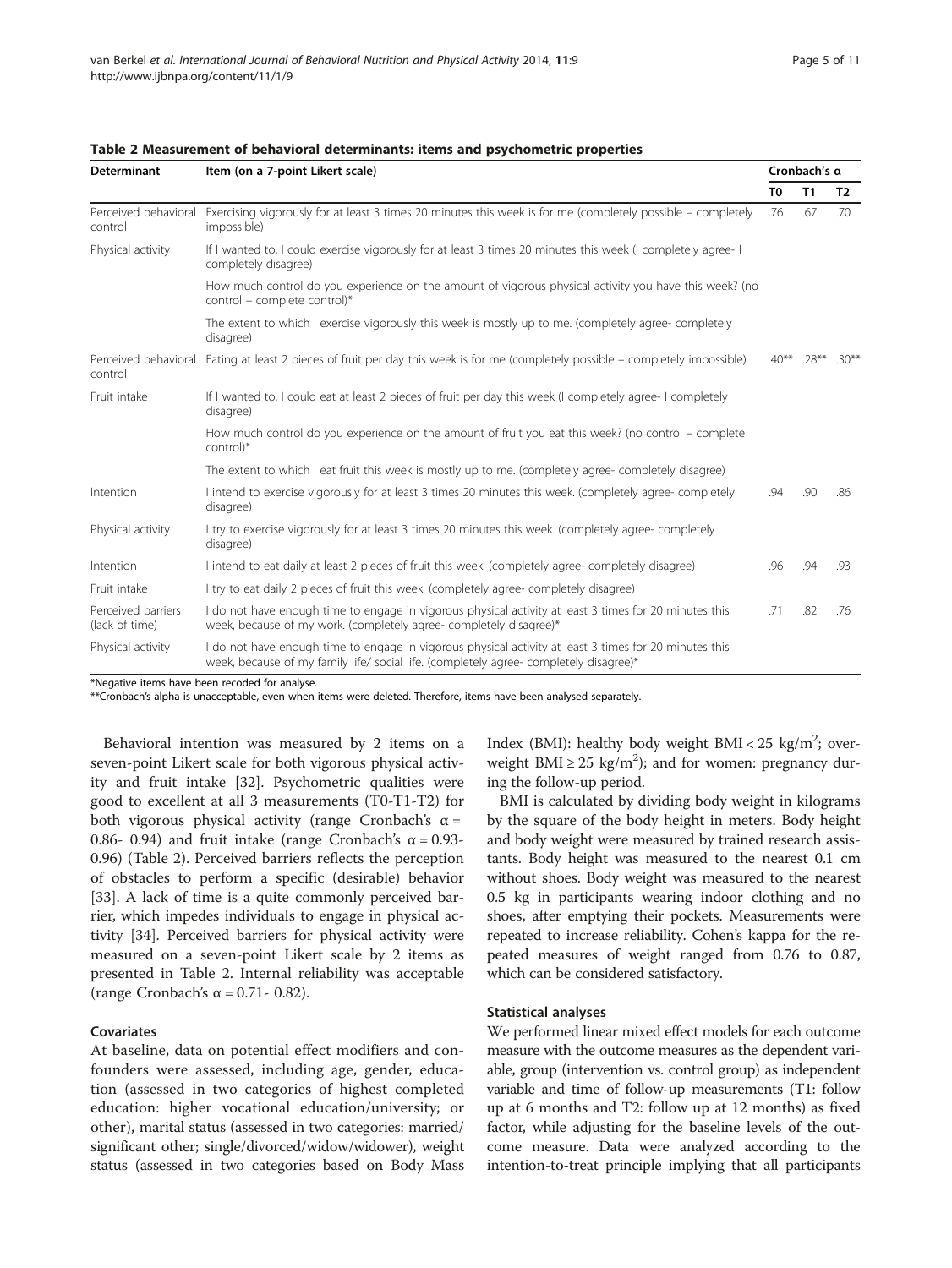**Table 2 Measurement of behavioral determinants: items and psychometric properties**

| Determinant | Item (on a 7-point Likert scale) | Cronbach's α | | |
|---|---|---|---|---|
| | | T0 | T1 | T2 |
| Perceived behavioral control | Exercising vigorously for at least 3 times 20 minutes this week is for me (completely possible – completely impossible) | .76 | .67 | .70 |
| Physical activity | If I wanted to, I could exercise vigorously for at least 3 times 20 minutes this week (I completely agree- I completely disagree) | | | |
| | How much control do you experience on the amount of vigorous physical activity you have this week? (no control – complete control)* | | | |
| | The extent to which I exercise vigorously this week is mostly up to me. (completely agree- completely disagree) | | | |
| Perceived behavioral control | Eating at least 2 pieces of fruit per day this week is for me (completely possible – completely impossible) | .40** | .28** | .30** |
| Fruit intake | If I wanted to, I could eat at least 2 pieces of fruit per day this week (I completely agree- I completely disagree) | | | |
| | How much control do you experience on the amount of fruit you eat this week? (no control – complete control)* | | | |
| | The extent to which I eat fruit this week is mostly up to me. (completely agree- completely disagree) | | | |
| Intention | I intend to exercise vigorously for at least 3 times 20 minutes this week. (completely agree- completely disagree) | .94 | .90 | .86 |
| Physical activity | I try to exercise vigorously for at least 3 times 20 minutes this week. (completely agree- completely disagree) | | | |
| Intention | I intend to eat daily at least 2 pieces of fruit this week. (completely agree- completely disagree) | .96 | .94 | .93 |
| Fruit intake | I try to eat daily 2 pieces of fruit this week. (completely agree- completely disagree) | | | |
| Perceived barriers (lack of time) | I do not have enough time to engage in vigorous physical activity at least 3 times for 20 minutes this week, because of my work. (completely agree- completely disagree)* | .71 | .82 | .76 |
| Physical activity | I do not have enough time to engage in vigorous physical activity at least 3 times for 20 minutes this week, because of my family life/ social life. (completely agree- completely disagree)* | | | |

*Negative items have been recoded for analyse.

**Cronbach's alpha is unacceptable, even when items were deleted. Therefore, items have been analysed separately.

Behavioral intention was measured by 2 items on a seven-point Likert scale for both vigorous physical activity and fruit intake [32]. Psychometric qualities were good to excellent at all 3 measurements (T0-T1-T2) for both vigorous physical activity (range Cronbach's α = 0.86- 0.94) and fruit intake (range Cronbach's α = 0.93- 0.96) (Table 2). Perceived barriers reflects the perception of obstacles to perform a specific (desirable) behavior [33]. A lack of time is a quite commonly perceived barrier, which impedes individuals to engage in physical activity [34]. Perceived barriers for physical activity were measured on a seven-point Likert scale by 2 items as presented in Table 2. Internal reliability was acceptable (range Cronbach's α = 0.71- 0.82).

### Covariates

At baseline, data on potential effect modifiers and confounders were assessed, including age, gender, education (assessed in two categories of highest completed education: higher vocational education/university; or other), marital status (assessed in two categories: married/ significant other; single/divorced/widow/widower), weight status (assessed in two categories based on Body Mass Index (BMI): healthy body weight BMI < 25 $kg/m^2$; overweight BMI ≥ 25 $kg/m^2$); and for women: pregnancy during the follow-up period.

BMI is calculated by dividing body weight in kilograms by the square of the body height in meters. Body height and body weight were measured by trained research assistants. Body height was measured to the nearest 0.1 cm without shoes. Body weight was measured to the nearest 0.5 kg in participants wearing indoor clothing and no shoes, after emptying their pockets. Measurements were repeated to increase reliability. Cohen's kappa for the repeated measures of weight ranged from 0.76 to 0.87, which can be considered satisfactory.

### Statistical analyses

We performed linear mixed effect models for each outcome measure with the outcome measures as the dependent variable, group (intervention vs. control group) as independent variable and time of follow-up measurements (T1: follow up at 6 months and T2: follow up at 12 months) as fixed factor, while adjusting for the baseline levels of the outcome measure. Data were analyzed according to the intention-to-treat principle implying that all participants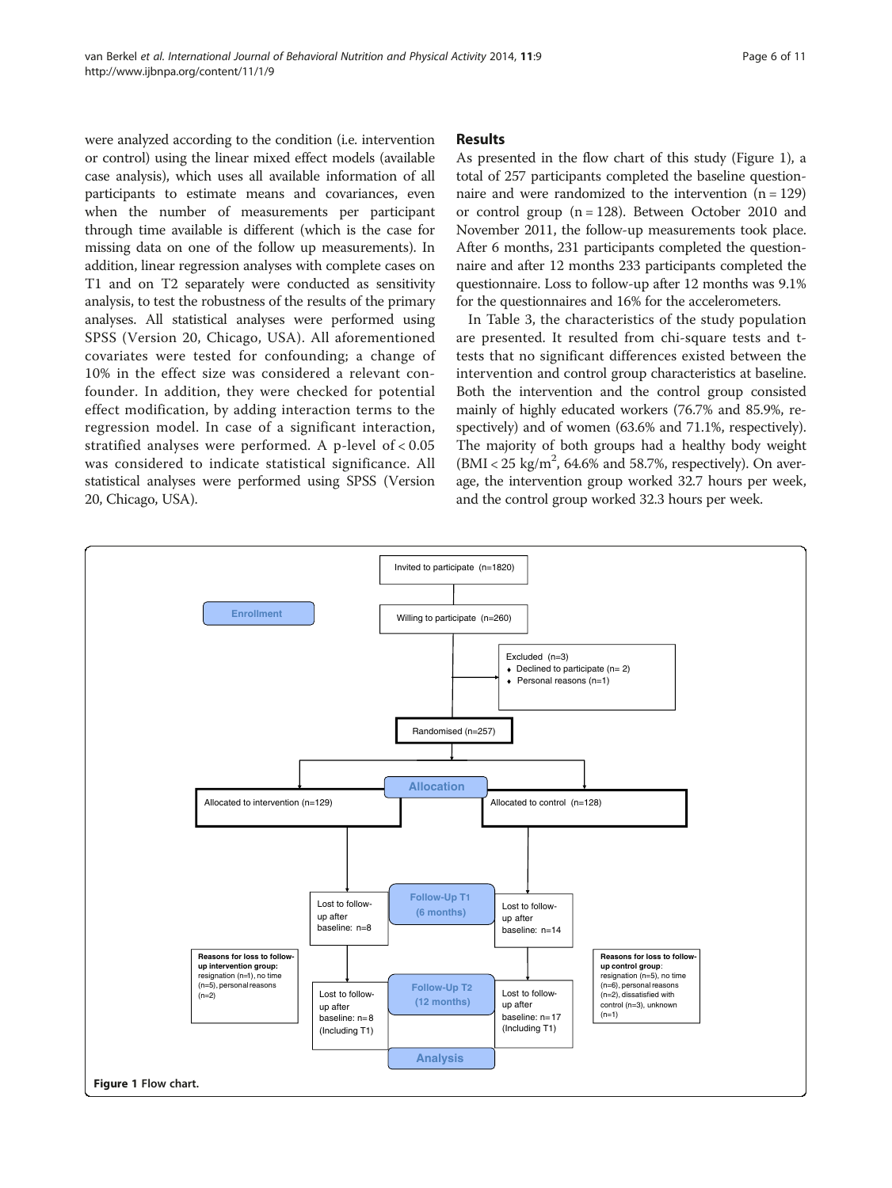were analyzed according to the condition (i.e. intervention or control) using the linear mixed effect models (available case analysis), which uses all available information of all participants to estimate means and covariances, even when the number of measurements per participant through time available is different (which is the case for missing data on one of the follow up measurements). In addition, linear regression analyses with complete cases on T1 and on T2 separately were conducted as sensitivity analysis, to test the robustness of the results of the primary analyses. All statistical analyses were performed using SPSS (Version 20, Chicago, USA). All aforementioned covariates were tested for confounding; a change of 10% in the effect size was considered a relevant confounder. In addition, they were checked for potential effect modification, by adding interaction terms to the regression model. In case of a significant interaction, stratified analyses were performed. A p-level of < 0.05 was considered to indicate statistical significance. All statistical analyses were performed using SPSS (Version 20, Chicago, USA).

## Results

As presented in the flow chart of this study (Figure 1), a total of 257 participants completed the baseline questionnaire and were randomized to the intervention (n = 129) or control group (n = 128). Between October 2010 and November 2011, the follow-up measurements took place. After 6 months, 231 participants completed the questionnaire and after 12 months 233 participants completed the questionnaire. Loss to follow-up after 12 months was 9.1% for the questionnaires and 16% for the accelerometers.

In Table 3, the characteristics of the study population are presented. It resulted from chi-square tests and t-tests that no significant differences existed between the intervention and control group characteristics at baseline. Both the intervention and the control group consisted mainly of highly educated workers (76.7% and 85.9%, respectively) and of women (63.6% and 71.1%, respectively). The majority of both groups had a healthy body weight (BMI < 25 kg/$m^2$, 64.6% and 58.7%, respectively). On average, the intervention group worked 32.7 hours per week, and the control group worked 32.3 hours per week.

Enrollment

Invited to participate (n=1820)

Willing to participate (n=260)

Excluded (n=3)
- Declined to participate (n= 2)
- Personal reasons (n=1)

Randomised (n=257)

Allocation

Allocated to intervention (n=129)

Allocated to control (n=128)

Follow-Up T1 (6 months)

Lost to follow-up after baseline: n=8

Lost to follow-up after baseline: n=14

Reasons for loss to follow-up intervention group: resignation (n=l), no time (n=5), personal reasons (n=2)

Reasons for loss to follow-up control group: resignation (n=5), no time (n=6), personal reasons (n=2), dissatisfied with control (n=3), unknown (n=1)

Follow-Up T2 (12 months)

Lost to follow-up after baseline: n=8 (Including T1)

Lost to follow-up after baseline: n=17 (Including T1)

Analysis

**Figure 1** Flow chart.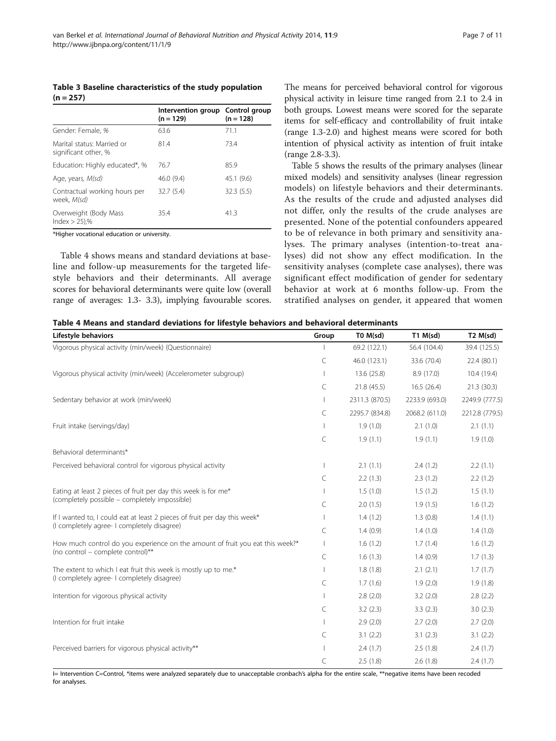**Table 3 Baseline characteristics of the study population (n = 257)**

| | Intervention group (n = 129) | Control group (n = 128) |
|---|---|---|
| Gender: Female, % | 63.6 | 71.1 |
| Marital status: Married or significant other, % | 81.4 | 73.4 |
| Education: Highly educated*, % | 76.7 | 85.9 |
| Age, years, *M(sd)* | 46.0 (9.4) | 45.1 (9.6) |
| Contractual working hours per week, *M(sd)* | 32.7 (5.4) | 32.3 (5.5) |
| Overweight (Body Mass Index > 25),% | 35.4 | 41.3 |

*Higher vocational education or university.

Table 4 shows means and standard deviations at baseline and follow-up measurements for the targeted lifestyle behaviors and their determinants. All average scores for behavioral determinants were quite low (overall range of averages: 1.3- 3.3), implying favourable scores. The means for perceived behavioral control for vigorous physical activity in leisure time ranged from 2.1 to 2.4 in both groups. Lowest means were scored for the separate items for self-efficacy and controllability of fruit intake (range 1.3-2.0) and highest means were scored for both intention of physical activity as intention of fruit intake (range 2.8-3.3).

Table 5 shows the results of the primary analyses (linear mixed models) and sensitivity analyses (linear regression models) on lifestyle behaviors and their determinants. As the results of the crude and adjusted analyses did not differ, only the results of the crude analyses are presented. None of the potential confounders appeared to be of relevance in both primary and sensitivity analyses. The primary analyses (intention-to-treat analyses) did not show any effect modification. In the sensitivity analyses (complete case analyses), there was significant effect modification of gender for sedentary behavior at work at 6 months follow-up. From the stratified analyses on gender, it appeared that women

**Table 4 Means and standard deviations for lifestyle behaviors and behavioral determinants**

| Lifestyle behaviors | Group | T0 M(sd) | T1 M(sd) | T2 M(sd) |
|---|---|---|---|---|
| Vigorous physical activity (min/week) (Questionnaire) | I | 69.2 (122.1) | 56.4 (104.4) | 39.4 (125.5) |
| | C | 46.0 (123.1) | 33.6 (70.4) | 22.4 (80.1) |
| Vigorous physical activity (min/week) (Accelerometer subgroup) | I | 13.6 (25.8) | 8.9 (17.0) | 10.4 (19.4) |
| | C | 21.8 (45.5) | 16.5 (26.4) | 21.3 (30.3) |
| Sedentary behavior at work (min/week) | I | 2311.3 (870.5) | 2233.9 (693.0) | 2249.9 (777.5) |
| | C | 2295.7 (834.8) | 2068.2 (611.0) | 2212.8 (779.5) |
| Fruit intake (servings/day) | I | 1.9 (1.0) | 2.1 (1.0) | 2.1 (1.1) |
| | C | 1.9 (1.1) | 1.9 (1.1) | 1.9 (1.0) |
| Behavioral determinants* | | | | |
| Perceived behavioral control for vigorous physical activity | I | 2.1 (1.1) | 2.4 (1.2) | 2.2 (1.1) |
| | C | 2.2 (1.3) | 2.3 (1.2) | 2.2 (1.2) |
| Eating at least 2 pieces of fruit per day this week is for me* (completely possible – completely impossible) | I | 1.5 (1.0) | 1.5 (1.2) | 1.5 (1.1) |
| | C | 2.0 (1.5) | 1.9 (1.5) | 1.6 (1.2) |
| If I wanted to, I could eat at least 2 pieces of fruit per day this week* (I completely agree- I completely disagree) | I | 1.4 (1.2) | 1.3 (0.8) | 1.4 (1.1) |
| | C | 1.4 (0.9) | 1.4 (1.0) | 1.4 (1.0) |
| How much control do you experience on the amount of fruit you eat this week?* (no control – complete control)** | I | 1.6 (1.2) | 1.7 (1.4) | 1.6 (1.2) |
| | C | 1.6 (1.3) | 1.4 (0.9) | 1.7 (1.3) |
| The extent to which I eat fruit this week is mostly up to me.* (I completely agree- I completely disagree) | I | 1.8 (1.8) | 2.1 (2.1) | 1.7 (1.7) |
| | C | 1.7 (1.6) | 1.9 (2.0) | 1.9 (1.8) |
| Intention for vigorous physical activity | I | 2.8 (2.0) | 3.2 (2.0) | 2.8 (2.2) |
| | C | 3.2 (2.3) | 3.3 (2.3) | 3.0 (2.3) |
| Intention for fruit intake | I | 2.9 (2.0) | 2.7 (2.0) | 2.7 (2.0) |
| | C | 3.1 (2.2) | 3.1 (2.3) | 3.1 (2.2) |
| Perceived barriers for vigorous physical activity** | I | 2.4 (1.7) | 2.5 (1.8) | 2.4 (1.7) |
| | C | 2.5 (1.8) | 2.6 (1.8) | 2.4 (1.7) |

I= Intervention C=Control, *items were analyzed separately due to unacceptable cronbach's alpha for the entire scale, **negative items have been recoded for analyses.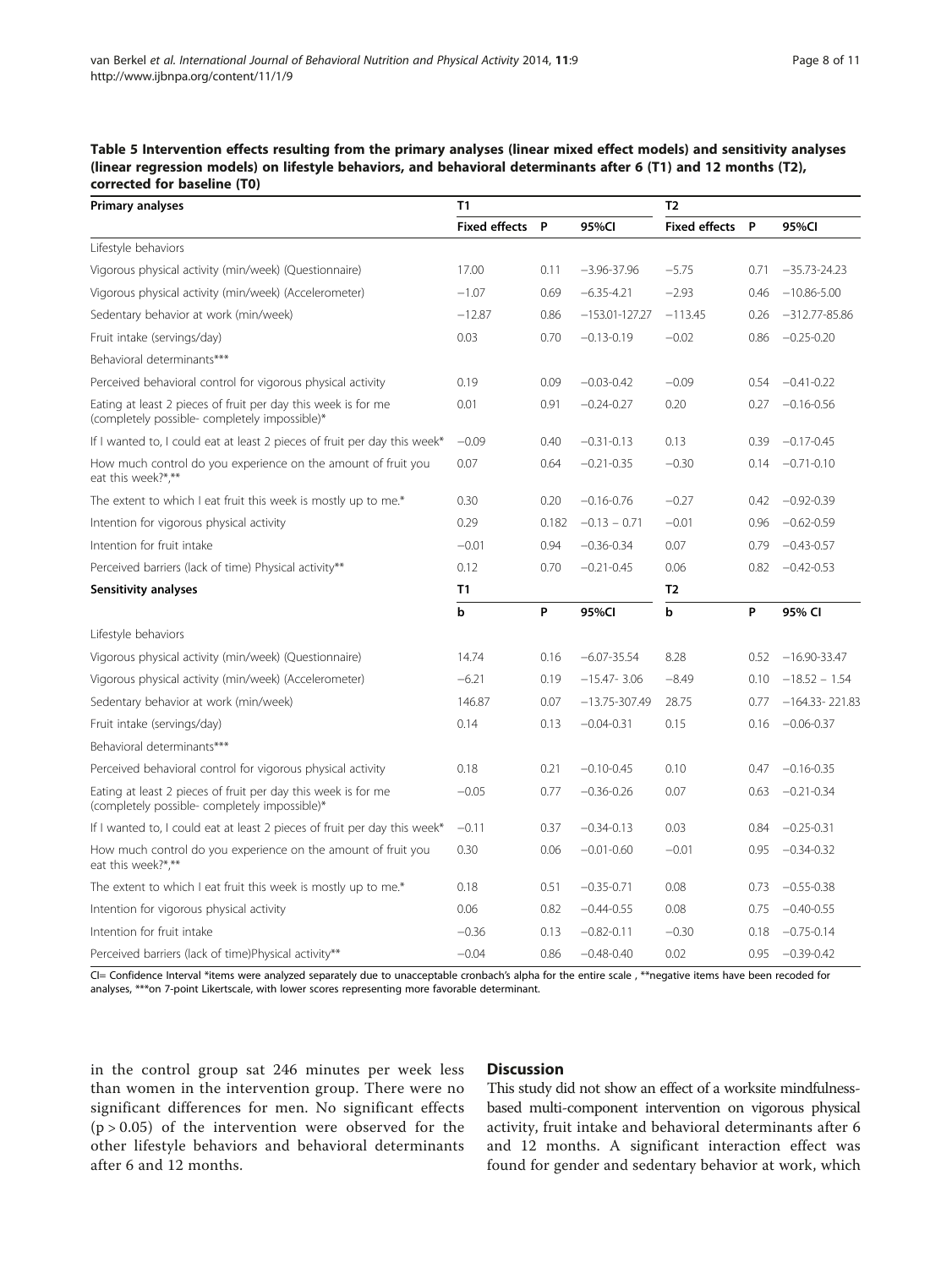**Table 5 Intervention effects resulting from the primary analyses (linear mixed effect models) and sensitivity analyses (linear regression models) on lifestyle behaviors, and behavioral determinants after 6 (T1) and 12 months (T2), corrected for baseline (T0)**

| **Primary analyses** | **T1** | | | **T2** | | |
|---|---|---|---|---|---|---|
| | **Fixed effects** | **P** | **95%CI** | **Fixed effects** | **P** | **95%CI** |
| Lifestyle behaviors | | | | | | |
| Vigorous physical activity (min/week) (Questionnaire) | 17.00 | 0.11 | −3.96-37.96 | −5.75 | 0.71 | −35.73-24.23 |
| Vigorous physical activity (min/week) (Accelerometer) | −1.07 | 0.69 | −6.35-4.21 | −2.93 | 0.46 | −10.86-5.00 |
| Sedentary behavior at work (min/week) | −12.87 | 0.86 | −153.01-127.27 | −113.45 | 0.26 | −312.77-85.86 |
| Fruit intake (servings/day) | 0.03 | 0.70 | −0.13-0.19 | −0.02 | 0.86 | −0.25-0.20 |
| Behavioral determinants*** | | | | | | |
| Perceived behavioral control for vigorous physical activity | 0.19 | 0.09 | −0.03-0.42 | −0.09 | 0.54 | −0.41-0.22 |
| Eating at least 2 pieces of fruit per day this week is for me (completely possible- completely impossible)* | 0.01 | 0.91 | −0.24-0.27 | 0.20 | 0.27 | −0.16-0.56 |
| If I wanted to, I could eat at least 2 pieces of fruit per day this week* | −0.09 | 0.40 | −0.31-0.13 | 0.13 | 0.39 | −0.17-0.45 |
| How much control do you experience on the amount of fruit you eat this week?*,** | 0.07 | 0.64 | −0.21-0.35 | −0.30 | 0.14 | −0.71-0.10 |
| The extent to which I eat fruit this week is mostly up to me.* | 0.30 | 0.20 | −0.16-0.76 | −0.27 | 0.42 | −0.92-0.39 |
| Intention for vigorous physical activity | 0.29 | 0.182 | −0.13 – 0.71 | −0.01 | 0.96 | −0.62-0.59 |
| Intention for fruit intake | −0.01 | 0.94 | −0.36-0.34 | 0.07 | 0.79 | −0.43-0.57 |
| Perceived barriers (lack of time) Physical activity** | 0.12 | 0.70 | −0.21-0.45 | 0.06 | 0.82 | −0.42-0.53 |
| **Sensitivity analyses** | **T1** | | | **T2** | | |
| | **b** | **P** | **95%CI** | **b** | **P** | **95% CI** |
| Lifestyle behaviors | | | | | | |
| Vigorous physical activity (min/week) (Questionnaire) | 14.74 | 0.16 | −6.07-35.54 | 8.28 | 0.52 | −16.90-33.47 |
| Vigorous physical activity (min/week) (Accelerometer) | −6.21 | 0.19 | −15.47- 3.06 | −8.49 | 0.10 | −18.52 – 1.54 |
| Sedentary behavior at work (min/week) | 146.87 | 0.07 | −13.75-307.49 | 28.75 | 0.77 | −164.33- 221.83 |
| Fruit intake (servings/day) | 0.14 | 0.13 | −0.04-0.31 | 0.15 | 0.16 | −0.06-0.37 |
| Behavioral determinants*** | | | | | | |
| Perceived behavioral control for vigorous physical activity | 0.18 | 0.21 | −0.10-0.45 | 0.10 | 0.47 | −0.16-0.35 |
| Eating at least 2 pieces of fruit per day this week is for me (completely possible- completely impossible)* | −0.05 | 0.77 | −0.36-0.26 | 0.07 | 0.63 | −0.21-0.34 |
| If I wanted to, I could eat at least 2 pieces of fruit per day this week* | −0.11 | 0.37 | −0.34-0.13 | 0.03 | 0.84 | −0.25-0.31 |
| How much control do you experience on the amount of fruit you eat this week?*,** | 0.30 | 0.06 | −0.01-0.60 | −0.01 | 0.95 | −0.34-0.32 |
| The extent to which I eat fruit this week is mostly up to me.* | 0.18 | 0.51 | −0.35-0.71 | 0.08 | 0.73 | −0.55-0.38 |
| Intention for vigorous physical activity | 0.06 | 0.82 | −0.44-0.55 | 0.08 | 0.75 | −0.40-0.55 |
| Intention for fruit intake | −0.36 | 0.13 | −0.82-0.11 | −0.30 | 0.18 | −0.75-0.14 |
| Perceived barriers (lack of time)Physical activity** | −0.04 | 0.86 | −0.48-0.40 | 0.02 | 0.95 | −0.39-0.42 |

CI= Confidence Interval *items were analyzed separately due to unacceptable cronbach's alpha for the entire scale , **negative items have been recoded for analyses, ***on 7-point Likertscale, with lower scores representing more favorable determinant.

in the control group sat 246 minutes per week less than women in the intervention group. There were no significant differences for men. No significant effects ($p > 0.05$) of the intervention were observed for the other lifestyle behaviors and behavioral determinants after 6 and 12 months.

## Discussion

This study did not show an effect of a worksite mindfulness-based multi-component intervention on vigorous physical activity, fruit intake and behavioral determinants after 6 and 12 months. A significant interaction effect was found for gender and sedentary behavior at work, which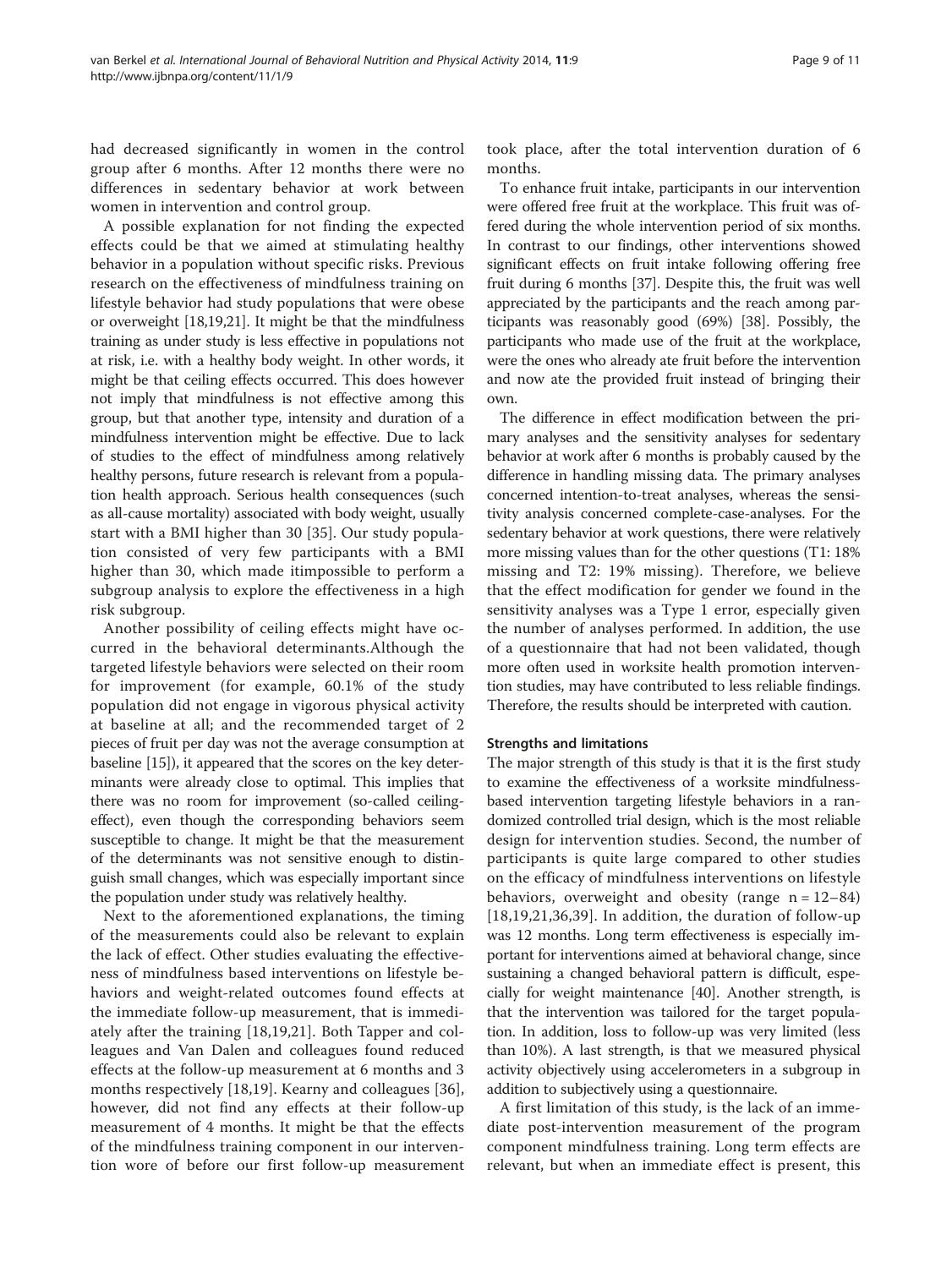had decreased significantly in women in the control group after 6 months. After 12 months there were no differences in sedentary behavior at work between women in intervention and control group.

A possible explanation for not finding the expected effects could be that we aimed at stimulating healthy behavior in a population without specific risks. Previous research on the effectiveness of mindfulness training on lifestyle behavior had study populations that were obese or overweight [18,19,21]. It might be that the mindfulness training as under study is less effective in populations not at risk, i.e. with a healthy body weight. In other words, it might be that ceiling effects occurred. This does however not imply that mindfulness is not effective among this group, but that another type, intensity and duration of a mindfulness intervention might be effective. Due to lack of studies to the effect of mindfulness among relatively healthy persons, future research is relevant from a population health approach. Serious health consequences (such as all-cause mortality) associated with body weight, usually start with a BMI higher than 30 [35]. Our study population consisted of very few participants with a BMI higher than 30, which made itimpossible to perform a subgroup analysis to explore the effectiveness in a high risk subgroup.

Another possibility of ceiling effects might have occurred in the behavioral determinants.Although the targeted lifestyle behaviors were selected on their room for improvement (for example, 60.1% of the study population did not engage in vigorous physical activity at baseline at all; and the recommended target of 2 pieces of fruit per day was not the average consumption at baseline [15]), it appeared that the scores on the key determinants were already close to optimal. This implies that there was no room for improvement (so-called ceiling-effect), even though the corresponding behaviors seem susceptible to change. It might be that the measurement of the determinants was not sensitive enough to distinguish small changes, which was especially important since the population under study was relatively healthy.

Next to the aforementioned explanations, the timing of the measurements could also be relevant to explain the lack of effect. Other studies evaluating the effectiveness of mindfulness based interventions on lifestyle behaviors and weight-related outcomes found effects at the immediate follow-up measurement, that is immediately after the training [18,19,21]. Both Tapper and colleagues and Van Dalen and colleagues found reduced effects at the follow-up measurement at 6 months and 3 months respectively [18,19]. Kearny and colleagues [36], however, did not find any effects at their follow-up measurement of 4 months. It might be that the effects of the mindfulness training component in our intervention wore of before our first follow-up measurement took place, after the total intervention duration of 6 months.

To enhance fruit intake, participants in our intervention were offered free fruit at the workplace. This fruit was offered during the whole intervention period of six months. In contrast to our findings, other interventions showed significant effects on fruit intake following offering free fruit during 6 months [37]. Despite this, the fruit was well appreciated by the participants and the reach among participants was reasonably good (69%) [38]. Possibly, the participants who made use of the fruit at the workplace, were the ones who already ate fruit before the intervention and now ate the provided fruit instead of bringing their own.

The difference in effect modification between the primary analyses and the sensitivity analyses for sedentary behavior at work after 6 months is probably caused by the difference in handling missing data. The primary analyses concerned intention-to-treat analyses, whereas the sensitivity analysis concerned complete-case-analyses. For the sedentary behavior at work questions, there were relatively more missing values than for the other questions (T1: 18% missing and T2: 19% missing). Therefore, we believe that the effect modification for gender we found in the sensitivity analyses was a Type 1 error, especially given the number of analyses performed. In addition, the use of a questionnaire that had not been validated, though more often used in worksite health promotion intervention studies, may have contributed to less reliable findings. Therefore, the results should be interpreted with caution.

### Strengths and limitations

The major strength of this study is that it is the first study to examine the effectiveness of a worksite mindfulness-based intervention targeting lifestyle behaviors in a randomized controlled trial design, which is the most reliable design for intervention studies. Second, the number of participants is quite large compared to other studies on the efficacy of mindfulness interventions on lifestyle behaviors, overweight and obesity (range n = 12–84) [18,19,21,36,39]. In addition, the duration of follow-up was 12 months. Long term effectiveness is especially important for interventions aimed at behavioral change, since sustaining a changed behavioral pattern is difficult, especially for weight maintenance [40]. Another strength, is that the intervention was tailored for the target population. In addition, loss to follow-up was very limited (less than 10%). A last strength, is that we measured physical activity objectively using accelerometers in a subgroup in addition to subjectively using a questionnaire.

A first limitation of this study, is the lack of an immediate post-intervention measurement of the program component mindfulness training. Long term effects are relevant, but when an immediate effect is present, this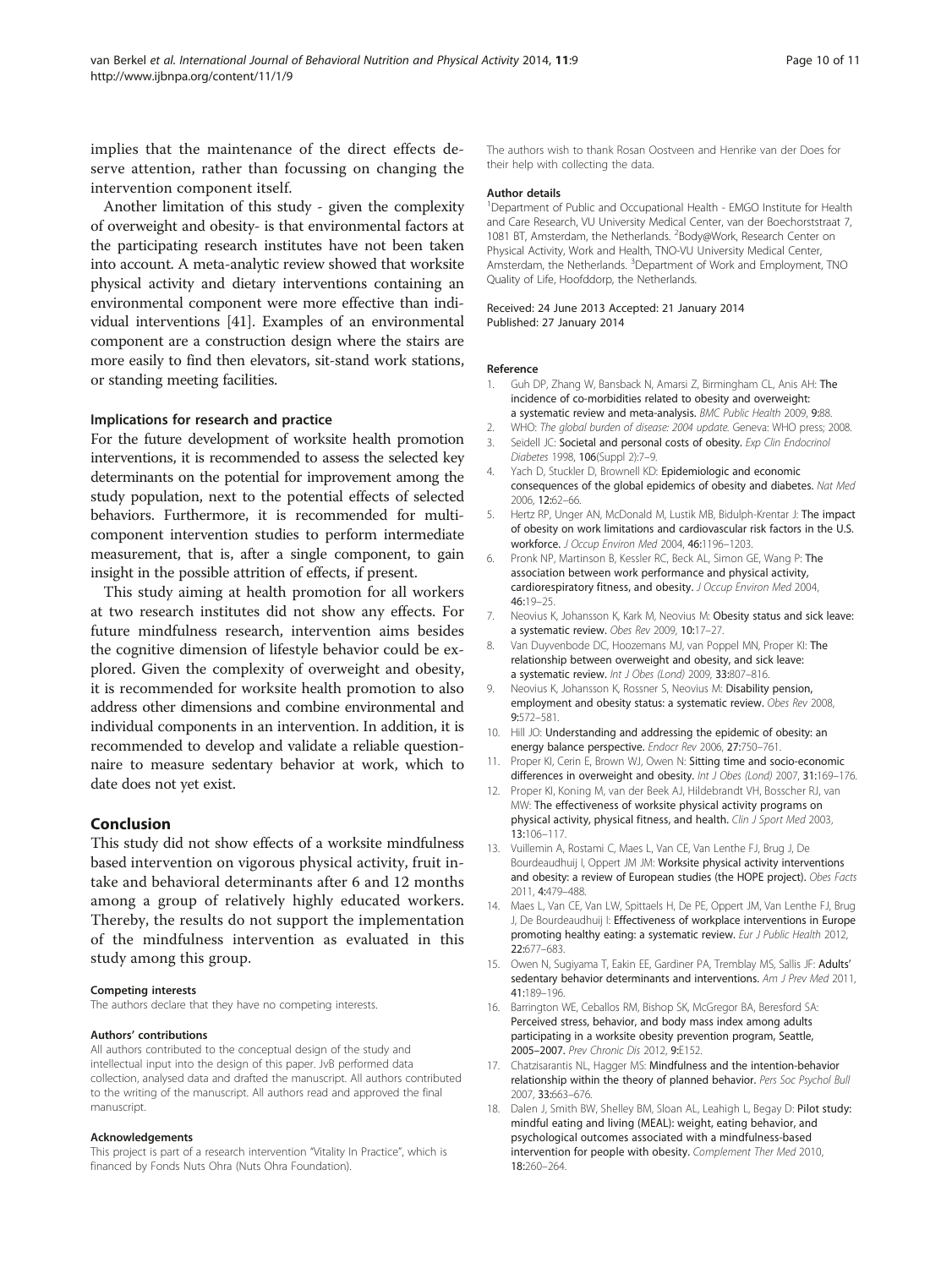implies that the maintenance of the direct effects deserve attention, rather than focussing on changing the intervention component itself.

Another limitation of this study - given the complexity of overweight and obesity- is that environmental factors at the participating research institutes have not been taken into account. A meta-analytic review showed that worksite physical activity and dietary interventions containing an environmental component were more effective than individual interventions [41]. Examples of an environmental component are a construction design where the stairs are more easily to find then elevators, sit-stand work stations, or standing meeting facilities.

### Implications for research and practice

For the future development of worksite health promotion interventions, it is recommended to assess the selected key determinants on the potential for improvement among the study population, next to the potential effects of selected behaviors. Furthermore, it is recommended for multi-component intervention studies to perform intermediate measurement, that is, after a single component, to gain insight in the possible attrition of effects, if present.

This study aiming at health promotion for all workers at two research institutes did not show any effects. For future mindfulness research, intervention aims besides the cognitive dimension of lifestyle behavior could be explored. Given the complexity of overweight and obesity, it is recommended for worksite health promotion to also address other dimensions and combine environmental and individual components in an intervention. In addition, it is recommended to develop and validate a reliable questionnaire to measure sedentary behavior at work, which to date does not yet exist.

## Conclusion

This study did not show effects of a worksite mindfulness based intervention on vigorous physical activity, fruit intake and behavioral determinants after 6 and 12 months among a group of relatively highly educated workers. Thereby, the results do not support the implementation of the mindfulness intervention as evaluated in this study among this group.

#### Competing interests

The authors declare that they have no competing interests.

#### Authors' contributions

All authors contributed to the conceptual design of the study and intellectual input into the design of this paper. JvB performed data collection, analysed data and drafted the manuscript. All authors contributed to the writing of the manuscript. All authors read and approved the final manuscript.

#### Acknowledgements

This project is part of a research intervention "Vitality In Practice", which is financed by Fonds Nuts Ohra (Nuts Ohra Foundation).

The authors wish to thank Rosan Oostveen and Henrike van der Does for their help with collecting the data.

#### Author details

[1]Department of Public and Occupational Health - EMGO Institute for Health and Care Research, VU University Medical Center, van der Boechorststraat 7, 1081 BT, Amsterdam, the Netherlands. [2]Body@Work, Research Center on Physical Activity, Work and Health, TNO-VU University Medical Center, Amsterdam, the Netherlands. [3]Department of Work and Employment, TNO Quality of Life, Hoofddorp, the Netherlands.

Received: 24 June 2013 Accepted: 21 January 2014
Published: 27 January 2014

#### Reference

1. Guh DP, Zhang W, Bansback N, Amarsi Z, Birmingham CL, Anis AH: **The incidence of co-morbidities related to obesity and overweight: a systematic review and meta-analysis.** *BMC Public Health* 2009, **9:**88.
2. WHO: *The global burden of disease: 2004 update.* Geneva: WHO press; 2008.
3. Seidell JC: **Societal and personal costs of obesity.** *Exp Clin Endocrinol Diabetes* 1998, **106**(Suppl 2):7–9.
4. Yach D, Stuckler D, Brownell KD: **Epidemiologic and economic consequences of the global epidemics of obesity and diabetes.** *Nat Med* 2006, **12:**62–66.
5. Hertz RP, Unger AN, McDonald M, Lustik MB, Bidulph-Krentar J: **The impact of obesity on work limitations and cardiovascular risk factors in the U.S. workforce.** *J Occup Environ Med* 2004, **46:**1196–1203.
6. Pronk NP, Martinson B, Kessler RC, Beck AL, Simon GE, Wang P: **The association between work performance and physical activity, cardiorespiratory fitness, and obesity.** *J Occup Environ Med* 2004, **46:**19–25.
7. Neovius K, Johansson K, Kark M, Neovius M: **Obesity status and sick leave: a systematic review.** *Obes Rev* 2009, **10:**17–27.
8. Van Duyvenbode DC, Hoozemans MJ, van Poppel MN, Proper KI: **The relationship between overweight and obesity, and sick leave: a systematic review.** *Int J Obes (Lond)* 2009, **33:**807–816.
9. Neovius K, Johansson K, Rossner S, Neovius M: **Disability pension, employment and obesity status: a systematic review.** *Obes Rev* 2008, **9:**572–581.
10. Hill JO: **Understanding and addressing the epidemic of obesity: an energy balance perspective.** *Endocr Rev* 2006, **27:**750–761.
11. Proper KI, Cerin E, Brown WJ, Owen N: **Sitting time and socio-economic differences in overweight and obesity.** *Int J Obes (Lond)* 2007, **31:**169–176.
12. Proper KI, Koning M, van der Beek AJ, Hildebrandt VH, Bosscher RJ, van MW: **The effectiveness of worksite physical activity programs on physical activity, physical fitness, and health.** *Clin J Sport Med* 2003, **13:**106–117.
13. Vuillemin A, Rostami C, Maes L, Van CE, Van Lenthe FJ, Brug J, De Bourdeaudhuij I, Oppert JM JM: **Worksite physical activity interventions and obesity: a review of European studies (the HOPE project).** *Obes Facts* 2011, **4:**479–488.
14. Maes L, Van CE, Van LW, Spittaels H, De PE, Oppert JM, Van Lenthe FJ, Brug J, De Bourdeaudhuij I: **Effectiveness of workplace interventions in Europe promoting healthy eating: a systematic review.** *Eur J Public Health* 2012, **22:**677–683.
15. Owen N, Sugiyama T, Eakin EE, Gardiner PA, Tremblay MS, Sallis JF: **Adults' sedentary behavior determinants and interventions.** *Am J Prev Med* 2011, **41:**189–196.
16. Barrington WE, Ceballos RM, Bishop SK, McGregor BA, Beresford SA: **Perceived stress, behavior, and body mass index among adults participating in a worksite obesity prevention program, Seattle, 2005–2007.** *Prev Chronic Dis* 2012, **9:**E152.
17. Chatzisarantis NL, Hagger MS: **Mindfulness and the intention-behavior relationship within the theory of planned behavior.** *Pers Soc Psychol Bull* 2007, **33:**663–676.
18. Dalen J, Smith BW, Shelley BM, Sloan AL, Leahigh L, Begay D: **Pilot study: mindful eating and living (MEAL): weight, eating behavior, and psychological outcomes associated with a mindfulness-based intervention for people with obesity.** *Complement Ther Med* 2010, **18:**260–264.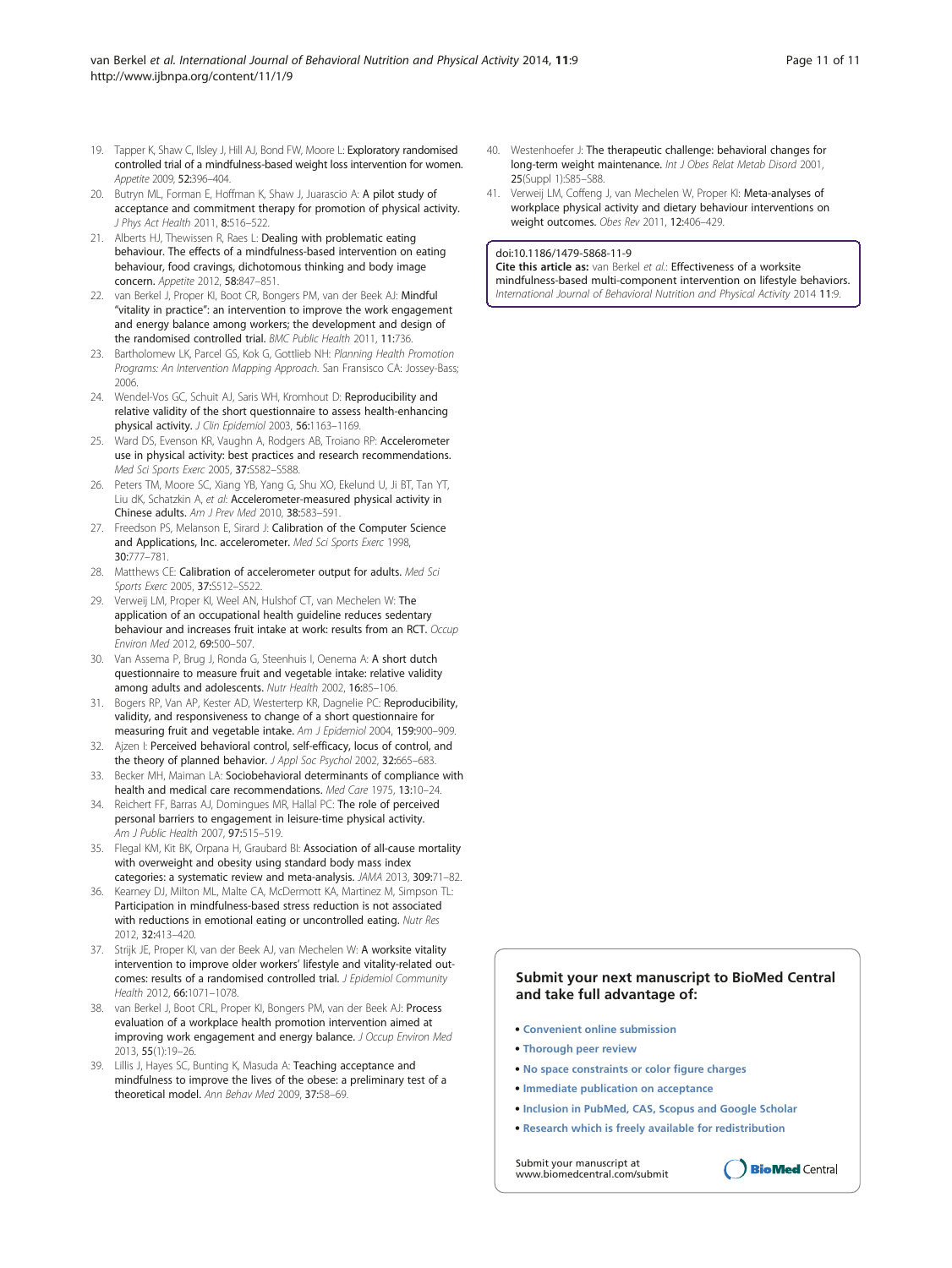19. Tapper K, Shaw C, Ilsley J, Hill AJ, Bond FW, Moore L: **Exploratory randomised controlled trial of a mindfulness-based weight loss intervention for women.** *Appetite* 2009, **52:**396–404.
20. Butryn ML, Forman E, Hoffman K, Shaw J, Juarascio A: **A pilot study of acceptance and commitment therapy for promotion of physical activity.** *J Phys Act Health* 2011, **8:**516–522.
21. Alberts HJ, Thewissen R, Raes L: **Dealing with problematic eating behaviour. The effects of a mindfulness-based intervention on eating behaviour, food cravings, dichotomous thinking and body image concern.** *Appetite* 2012, **58:**847–851.
22. van Berkel J, Proper KI, Boot CR, Bongers PM, van der Beek AJ: **Mindful "vitality in practice": an intervention to improve the work engagement and energy balance among workers; the development and design of the randomised controlled trial.** *BMC Public Health* 2011, **11:**736.
23. Bartholomew LK, Parcel GS, Kok G, Gottlieb NH: *Planning Health Promotion Programs: An Intervention Mapping Approach.* San Fransisco CA: Jossey-Bass; 2006.
24. Wendel-Vos GC, Schuit AJ, Saris WH, Kromhout D: **Reproducibility and relative validity of the short questionnaire to assess health-enhancing physical activity.** *J Clin Epidemiol* 2003, **56:**1163–1169.
25. Ward DS, Evenson KR, Vaughn A, Rodgers AB, Troiano RP: **Accelerometer use in physical activity: best practices and research recommendations.** *Med Sci Sports Exerc* 2005, **37:**S582–S588.
26. Peters TM, Moore SC, Xiang YB, Yang G, Shu XO, Ekelund U, Ji BT, Tan YT, Liu dK, Schatzkin A, *et al*: **Accelerometer-measured physical activity in Chinese adults.** *Am J Prev Med* 2010, **38:**583–591.
27. Freedson PS, Melanson E, Sirard J: **Calibration of the Computer Science and Applications, Inc. accelerometer.** *Med Sci Sports Exerc* 1998, **30:**777–781.
28. Matthews CE: **Calibration of accelerometer output for adults.** *Med Sci Sports Exerc* 2005, **37:**S512–S522.
29. Verweij LM, Proper KI, Weel AN, Hulshof CT, van Mechelen W: **The application of an occupational health guideline reduces sedentary behaviour and increases fruit intake at work: results from an RCT.** *Occup Environ Med* 2012, **69:**500–507.
30. Van Assema P, Brug J, Ronda G, Steenhuis I, Oenema A: **A short dutch questionnaire to measure fruit and vegetable intake: relative validity among adults and adolescents.** *Nutr Health* 2002, **16:**85–106.
31. Bogers RP, Van AP, Kester AD, Westerterp KR, Dagnelie PC: **Reproducibility, validity, and responsiveness to change of a short questionnaire for measuring fruit and vegetable intake.** *Am J Epidemiol* 2004, **159:**900–909.
32. Ajzen I: **Perceived behavioral control, self-efficacy, locus of control, and the theory of planned behavior.** *J Appl Soc Psychol* 2002, **32:**665–683.
33. Becker MH, Maiman LA: **Sociobehavioral determinants of compliance with health and medical care recommendations.** *Med Care* 1975, **13:**10–24.
34. Reichert FF, Barras AJ, Domingues MR, Hallal PC: **The role of perceived personal barriers to engagement in leisure-time physical activity.** *Am J Public Health* 2007, **97:**515–519.
35. Flegal KM, Kit BK, Orpana H, Graubard BI: **Association of all-cause mortality with overweight and obesity using standard body mass index categories: a systematic review and meta-analysis.** *JAMA* 2013, **309:**71–82.
36. Kearney DJ, Milton ML, Malte CA, McDermott KA, Martinez M, Simpson TL: **Participation in mindfulness-based stress reduction is not associated with reductions in emotional eating or uncontrolled eating.** *Nutr Res* 2012, **32:**413–420.
37. Strijk JE, Proper KI, van der Beek AJ, van Mechelen W: **A worksite vitality intervention to improve older workers' lifestyle and vitality-related outcomes: results of a randomised controlled trial.** *J Epidemiol Community Health* 2012, **66:**1071–1078.
38. van Berkel J, Boot CRL, Proper KI, Bongers PM, van der Beek AJ: **Process evaluation of a workplace health promotion intervention aimed at improving work engagement and energy balance.** *J Occup Environ Med* 2013, **55**(1):19–26.
39. Lillis J, Hayes SC, Bunting K, Masuda A: **Teaching acceptance and mindfulness to improve the lives of the obese: a preliminary test of a theoretical model.** *Ann Behav Med* 2009, **37:**58–69.
40. Westenhoefer J: **The therapeutic challenge: behavioral changes for long-term weight maintenance.** *Int J Obes Relat Metab Disord* 2001, **25**(Suppl 1):S85–S88.
41. Verweij LM, Coffeng J, van Mechelen W, Proper KI: **Meta-analyses of workplace physical activity and dietary behaviour interventions on weight outcomes.** *Obes Rev* 2011, **12:**406–429.

doi:10.1186/1479-5868-11-9

**Cite this article as:** van Berkel *et al.*: Effectiveness of a worksite mindfulness-based multi-component intervention on lifestyle behaviors. *International Journal of Behavioral Nutrition and Physical Activity* 2014 **11**:9.

**Submit your next manuscript to BioMed Central and take full advantage of:**

- **Convenient online submission**
- **Thorough peer review**
- **No space constraints or color figure charges**
- **Immediate publication on acceptance**
- **Inclusion in PubMed, CAS, Scopus and Google Scholar**
- **Research which is freely available for redistribution**

Submit your manuscript at
www.biomedcentral.com/submit

BioMed Central